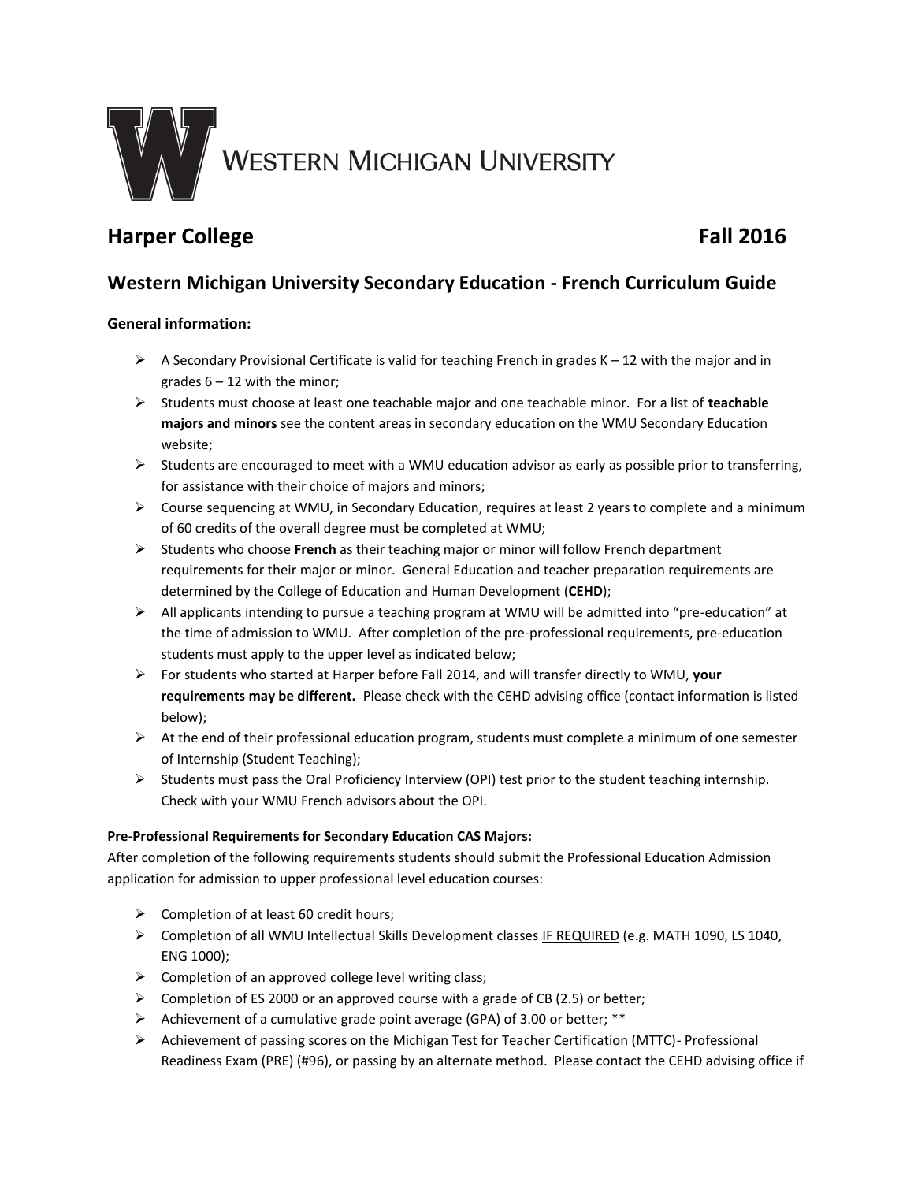WESTERN MICHIGAN UNIVERSITY

# Harper College Fall 2016

## Western Michigan University Secondary Education - French Curriculum Guide

**General information:**

- A Secondary Provisional Certificate is valid for teaching French in grades K – 12 with the major and in grades 6 – 12 with the minor;
- Students must choose at least one teachable major and one teachable minor. For a list of **teachable majors and minors** see the content areas in secondary education on the WMU Secondary Education website;
- Students are encouraged to meet with a WMU education advisor as early as possible prior to transferring, for assistance with their choice of majors and minors;
- Course sequencing at WMU, in Secondary Education, requires at least 2 years to complete and a minimum of 60 credits of the overall degree must be completed at WMU;
- Students who choose **French** as their teaching major or minor will follow French department requirements for their major or minor. General Education and teacher preparation requirements are determined by the College of Education and Human Development (**CEHD**);
- All applicants intending to pursue a teaching program at WMU will be admitted into "pre-education" at the time of admission to WMU. After completion of the pre-professional requirements, pre-education students must apply to the upper level as indicated below;
- For students who started at Harper before Fall 2014, and will transfer directly to WMU, **your requirements may be different.** Please check with the CEHD advising office (contact information is listed below);
- At the end of their professional education program, students must complete a minimum of one semester of Internship (Student Teaching);
- Students must pass the Oral Proficiency Interview (OPI) test prior to the student teaching internship. Check with your WMU French advisors about the OPI.

**Pre-Professional Requirements for Secondary Education CAS Majors:**

After completion of the following requirements students should submit the Professional Education Admission application for admission to upper professional level education courses:

- Completion of at least 60 credit hours;
- Completion of all WMU Intellectual Skills Development classes <u>IF REQUIRED</u> (e.g. MATH 1090, LS 1040, ENG 1000);
- Completion of an approved college level writing class;
- Completion of ES 2000 or an approved course with a grade of CB (2.5) or better;
- Achievement of a cumulative grade point average (GPA) of 3.00 or better; **
- Achievement of passing scores on the Michigan Test for Teacher Certification (MTTC)- Professional Readiness Exam (PRE) (#96), or passing by an alternate method. Please contact the CEHD advising office if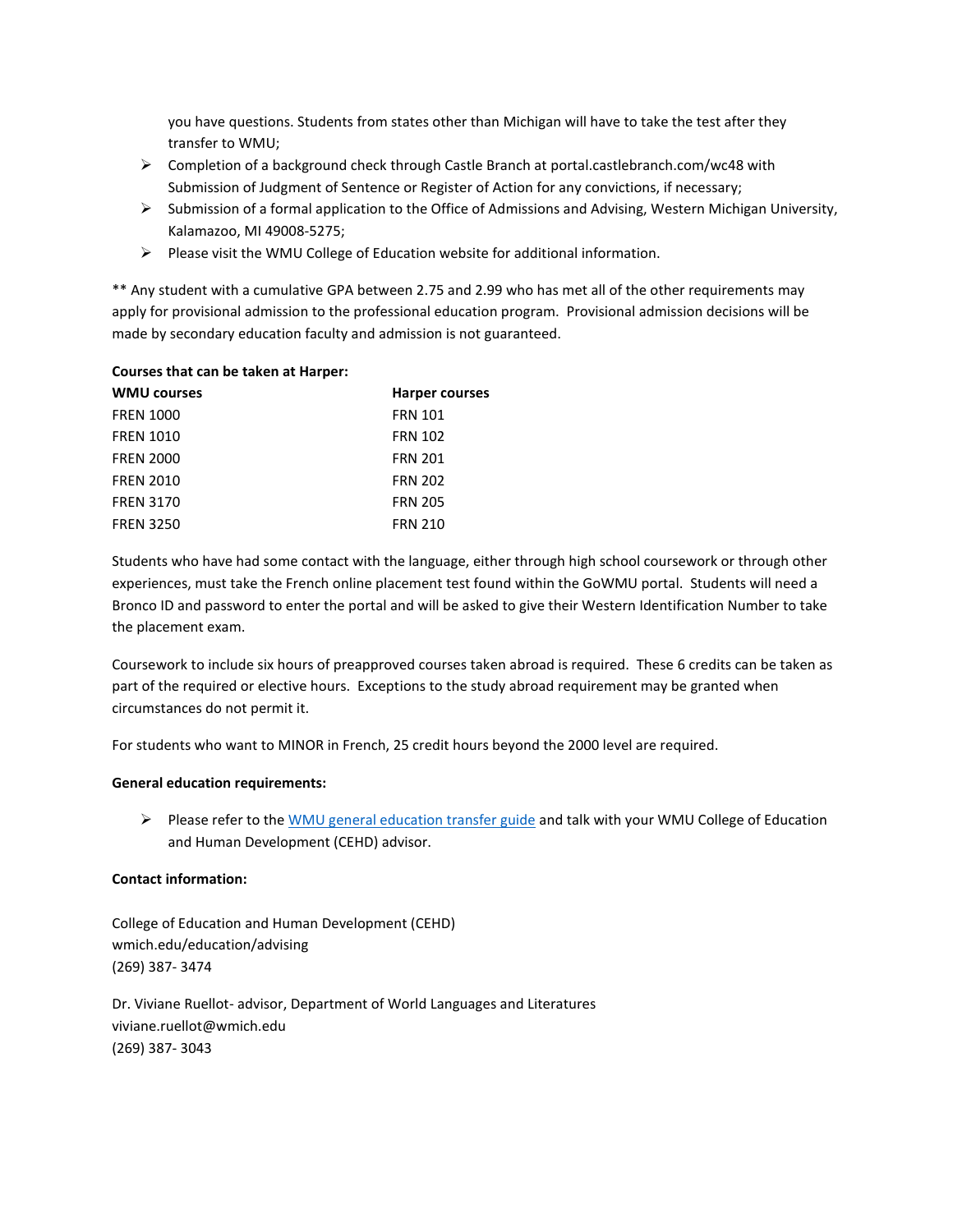you have questions. Students from states other than Michigan will have to take the test after they transfer to WMU;

- Completion of a background check through Castle Branch at portal.castlebranch.com/wc48 with Submission of Judgment of Sentence or Register of Action for any convictions, if necessary;
- Submission of a formal application to the Office of Admissions and Advising, Western Michigan University, Kalamazoo, MI 49008-5275;
- Please visit the WMU College of Education website for additional information.

** Any student with a cumulative GPA between 2.75 and 2.99 who has met all of the other requirements may apply for provisional admission to the professional education program. Provisional admission decisions will be made by secondary education faculty and admission is not guaranteed.

**Courses that can be taken at Harper:**

| WMU courses | Harper courses |
|---|---|
| FREN 1000 | FRN 101 |
| FREN 1010 | FRN 102 |
| FREN 2000 | FRN 201 |
| FREN 2010 | FRN 202 |
| FREN 3170 | FRN 205 |
| FREN 3250 | FRN 210 |

Students who have had some contact with the language, either through high school coursework or through other experiences, must take the French online placement test found within the GoWMU portal. Students will need a Bronco ID and password to enter the portal and will be asked to give their Western Identification Number to take the placement exam.

Coursework to include six hours of preapproved courses taken abroad is required. These 6 credits can be taken as part of the required or elective hours. Exceptions to the study abroad requirement may be granted when circumstances do not permit it.

For students who want to MINOR in French, 25 credit hours beyond the 2000 level are required.

**General education requirements:**

- Please refer to the WMU general education transfer guide and talk with your WMU College of Education and Human Development (CEHD) advisor.

**Contact information:**

College of Education and Human Development (CEHD)
wmich.edu/education/advising
(269) 387- 3474

Dr. Viviane Ruellot- advisor, Department of World Languages and Literatures
viviane.ruellot@wmich.edu
(269) 387- 3043